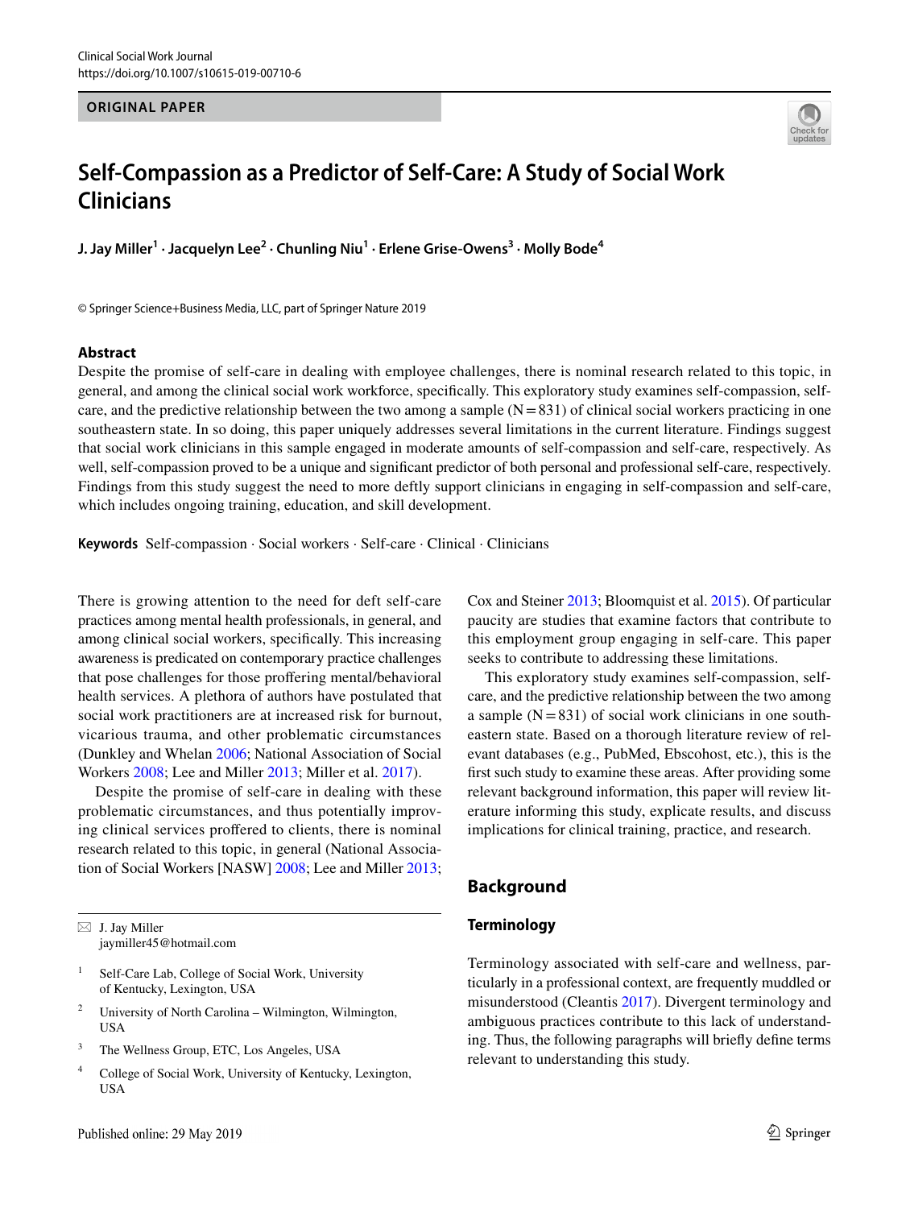ORIGINAL PAPER

# Self-Compassion as a Predictor of Self-Care: A Study of Social Work Clinicians

J. Jay Miller[1] · Jacquelyn Lee[2] · Chunling Niu[1] · Erlene Grise-Owens[3] · Molly Bode[4]

© Springer Science+Business Media, LLC, part of Springer Nature 2019

## Abstract

Despite the promise of self-care in dealing with employee challenges, there is nominal research related to this topic, in general, and among the clinical social work workforce, specifically. This exploratory study examines self-compassion, self-care, and the predictive relationship between the two among a sample (N = 831) of clinical social workers practicing in one southeastern state. In so doing, this paper uniquely addresses several limitations in the current literature. Findings suggest that social work clinicians in this sample engaged in moderate amounts of self-compassion and self-care, respectively. As well, self-compassion proved to be a unique and significant predictor of both personal and professional self-care, respectively. Findings from this study suggest the need to more deftly support clinicians in engaging in self-compassion and self-care, which includes ongoing training, education, and skill development.

**Keywords** Self-compassion · Social workers · Self-care · Clinical · Clinicians

There is growing attention to the need for deft self-care practices among mental health professionals, in general, and among clinical social workers, specifically. This increasing awareness is predicated on contemporary practice challenges that pose challenges for those proffering mental/behavioral health services. A plethora of authors have postulated that social work practitioners are at increased risk for burnout, vicarious trauma, and other problematic circumstances (Dunkley and Whelan 2006; National Association of Social Workers 2008; Lee and Miller 2013; Miller et al. 2017).

Despite the promise of self-care in dealing with these problematic circumstances, and thus potentially improving clinical services proffered to clients, there is nominal research related to this topic, in general (National Association of Social Workers [NASW] 2008; Lee and Miller 2013; Cox and Steiner 2013; Bloomquist et al. 2015). Of particular paucity are studies that examine factors that contribute to this employment group engaging in self-care. This paper seeks to contribute to addressing these limitations.

This exploratory study examines self-compassion, self-care, and the predictive relationship between the two among a sample (N = 831) of social work clinicians in one southeastern state. Based on a thorough literature review of relevant databases (e.g., PubMed, Ebscohost, etc.), this is the first such study to examine these areas. After providing some relevant background information, this paper will review literature informing this study, explicate results, and discuss implications for clinical training, practice, and research.

## Background

### Terminology

Terminology associated with self-care and wellness, particularly in a professional context, are frequently muddled or misunderstood (Cleantis 2017). Divergent terminology and ambiguous practices contribute to this lack of understanding. Thus, the following paragraphs will briefly define terms relevant to understanding this study.

---

✉ J. Jay Miller
jaymiller45@hotmail.com

[1] Self-Care Lab, College of Social Work, University of Kentucky, Lexington, USA

[2] University of North Carolina – Wilmington, Wilmington, USA

[3] The Wellness Group, ETC, Los Angeles, USA

[4] College of Social Work, University of Kentucky, Lexington, USA

Published online: 29 May 2019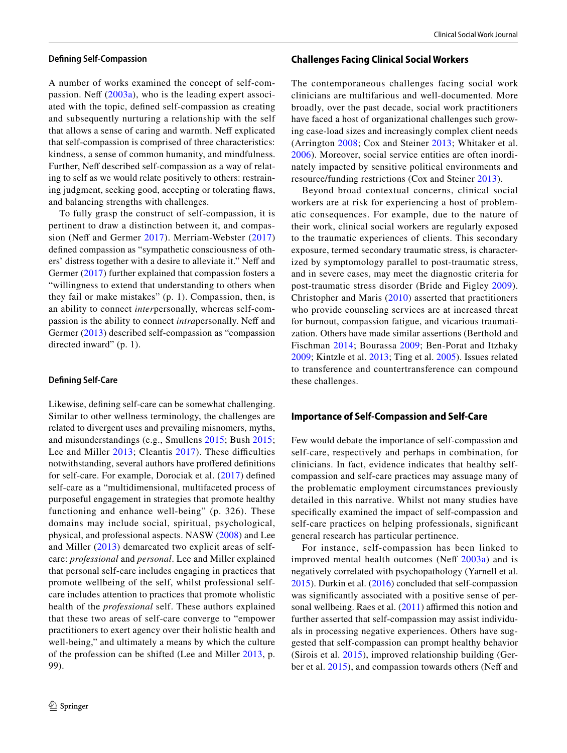### Defining Self-Compassion

A number of works examined the concept of self-compassion. Neff (2003a), who is the leading expert associated with the topic, defined self-compassion as creating and subsequently nurturing a relationship with the self that allows a sense of caring and warmth. Neff explicated that self-compassion is comprised of three characteristics: kindness, a sense of common humanity, and mindfulness. Further, Neff described self-compassion as a way of relating to self as we would relate positively to others: restraining judgment, seeking good, accepting or tolerating flaws, and balancing strengths with challenges.

To fully grasp the construct of self-compassion, it is pertinent to draw a distinction between it, and compassion (Neff and Germer 2017). Merriam-Webster (2017) defined compassion as "sympathetic consciousness of others' distress together with a desire to alleviate it." Neff and Germer (2017) further explained that compassion fosters a "willingness to extend that understanding to others when they fail or make mistakes" (p. 1). Compassion, then, is an ability to connect *inter*personally, whereas self-compassion is the ability to connect *intra*personally. Neff and Germer (2013) described self-compassion as "compassion directed inward" (p. 1).

### Defining Self-Care

Likewise, defining self-care can be somewhat challenging. Similar to other wellness terminology, the challenges are related to divergent uses and prevailing misnomers, myths, and misunderstandings (e.g., Smullens 2015; Bush 2015; Lee and Miller 2013; Cleantis 2017). These difficulties notwithstanding, several authors have proffered definitions for self-care. For example, Dorociak et al. (2017) defined self-care as a "multidimensional, multifaceted process of purposeful engagement in strategies that promote healthy functioning and enhance well-being" (p. 326). These domains may include social, spiritual, psychological, physical, and professional aspects. NASW (2008) and Lee and Miller (2013) demarcated two explicit areas of self-care: *professional* and *personal*. Lee and Miller explained that personal self-care includes engaging in practices that promote wellbeing of the self, whilst professional self-care includes attention to practices that promote wholistic health of the *professional* self. These authors explained that these two areas of self-care converge to "empower practitioners to exert agency over their holistic health and well-being," and ultimately a means by which the culture of the profession can be shifted (Lee and Miller 2013, p. 99).

## Challenges Facing Clinical Social Workers

The contemporaneous challenges facing social work clinicians are multifarious and well-documented. More broadly, over the past decade, social work practitioners have faced a host of organizational challenges such growing case-load sizes and increasingly complex client needs (Arrington 2008; Cox and Steiner 2013; Whitaker et al. 2006). Moreover, social service entities are often inordinately impacted by sensitive political environments and resource/funding restrictions (Cox and Steiner 2013).

Beyond broad contextual concerns, clinical social workers are at risk for experiencing a host of problematic consequences. For example, due to the nature of their work, clinical social workers are regularly exposed to the traumatic experiences of clients. This secondary exposure, termed secondary traumatic stress, is characterized by symptomology parallel to post-traumatic stress, and in severe cases, may meet the diagnostic criteria for post-traumatic stress disorder (Bride and Figley 2009). Christopher and Maris (2010) asserted that practitioners who provide counseling services are at increased threat for burnout, compassion fatigue, and vicarious traumatization. Others have made similar assertions (Berthold and Fischman 2014; Bourassa 2009; Ben-Porat and Itzhaky 2009; Kintzle et al. 2013; Ting et al. 2005). Issues related to transference and countertransference can compound these challenges.

## Importance of Self-Compassion and Self-Care

Few would debate the importance of self-compassion and self-care, respectively and perhaps in combination, for clinicians. In fact, evidence indicates that healthy self-compassion and self-care practices may assuage many of the problematic employment circumstances previously detailed in this narrative. Whilst not many studies have specifically examined the impact of self-compassion and self-care practices on helping professionals, significant general research has particular pertinence.

For instance, self-compassion has been linked to improved mental health outcomes (Neff 2003a) and is negatively correlated with psychopathology (Yarnell et al. 2015). Durkin et al. (2016) concluded that self-compassion was significantly associated with a positive sense of personal wellbeing. Raes et al. (2011) affirmed this notion and further asserted that self-compassion may assist individuals in processing negative experiences. Others have suggested that self-compassion can prompt healthy behavior (Sirois et al. 2015), improved relationship building (Gerber et al. 2015), and compassion towards others (Neff and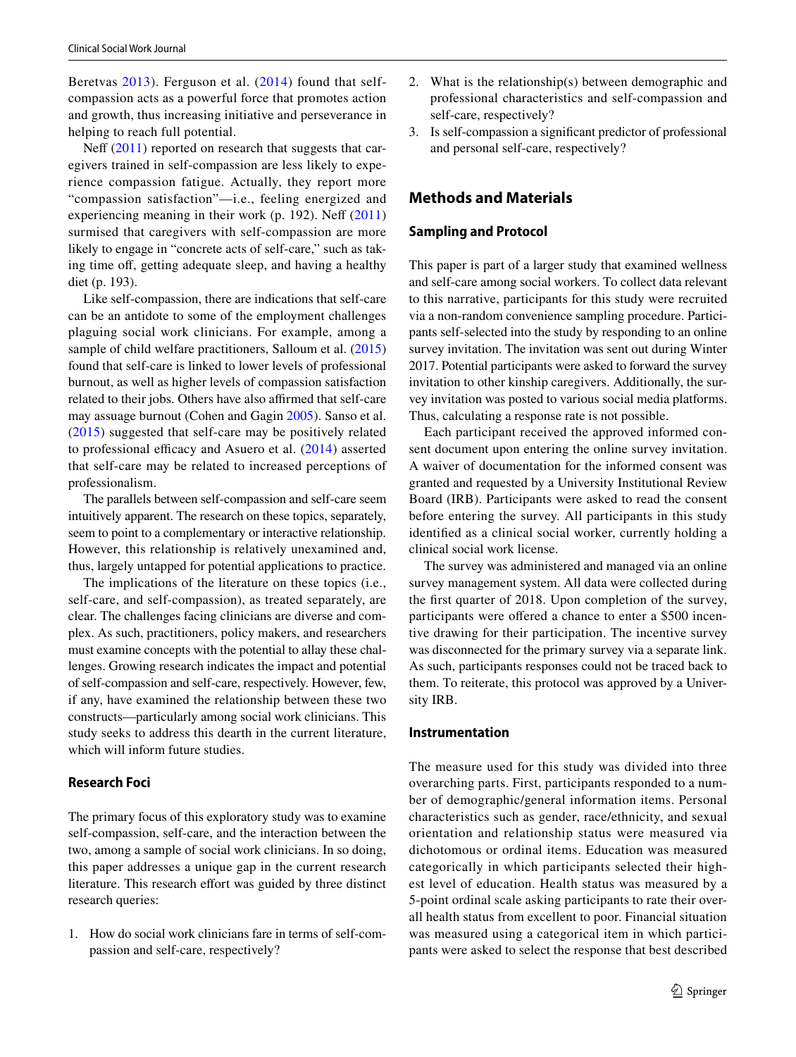Beretvas 2013). Ferguson et al. (2014) found that self-compassion acts as a powerful force that promotes action and growth, thus increasing initiative and perseverance in helping to reach full potential.

Neff (2011) reported on research that suggests that caregivers trained in self-compassion are less likely to experience compassion fatigue. Actually, they report more "compassion satisfaction"—i.e., feeling energized and experiencing meaning in their work (p. 192). Neff (2011) surmised that caregivers with self-compassion are more likely to engage in "concrete acts of self-care," such as taking time off, getting adequate sleep, and having a healthy diet (p. 193).

Like self-compassion, there are indications that self-care can be an antidote to some of the employment challenges plaguing social work clinicians. For example, among a sample of child welfare practitioners, Salloum et al. (2015) found that self-care is linked to lower levels of professional burnout, as well as higher levels of compassion satisfaction related to their jobs. Others have also affirmed that self-care may assuage burnout (Cohen and Gagin 2005). Sanso et al. (2015) suggested that self-care may be positively related to professional efficacy and Asuero et al. (2014) asserted that self-care may be related to increased perceptions of professionalism.

The parallels between self-compassion and self-care seem intuitively apparent. The research on these topics, separately, seem to point to a complementary or interactive relationship. However, this relationship is relatively unexamined and, thus, largely untapped for potential applications to practice.

The implications of the literature on these topics (i.e., self-care, and self-compassion), as treated separately, are clear. The challenges facing clinicians are diverse and complex. As such, practitioners, policy makers, and researchers must examine concepts with the potential to allay these challenges. Growing research indicates the impact and potential of self-compassion and self-care, respectively. However, few, if any, have examined the relationship between these two constructs—particularly among social work clinicians. This study seeks to address this dearth in the current literature, which will inform future studies.

### Research Foci

The primary focus of this exploratory study was to examine self-compassion, self-care, and the interaction between the two, among a sample of social work clinicians. In so doing, this paper addresses a unique gap in the current research literature. This research effort was guided by three distinct research queries:

1. How do social work clinicians fare in terms of self-compassion and self-care, respectively?
2. What is the relationship(s) between demographic and professional characteristics and self-compassion and self-care, respectively?
3. Is self-compassion a significant predictor of professional and personal self-care, respectively?

## Methods and Materials

### Sampling and Protocol

This paper is part of a larger study that examined wellness and self-care among social workers. To collect data relevant to this narrative, participants for this study were recruited via a non-random convenience sampling procedure. Participants self-selected into the study by responding to an online survey invitation. The invitation was sent out during Winter 2017. Potential participants were asked to forward the survey invitation to other kinship caregivers. Additionally, the survey invitation was posted to various social media platforms. Thus, calculating a response rate is not possible.

Each participant received the approved informed consent document upon entering the online survey invitation. A waiver of documentation for the informed consent was granted and requested by a University Institutional Review Board (IRB). Participants were asked to read the consent before entering the survey. All participants in this study identified as a clinical social worker, currently holding a clinical social work license.

The survey was administered and managed via an online survey management system. All data were collected during the first quarter of 2018. Upon completion of the survey, participants were offered a chance to enter a $500 incentive drawing for their participation. The incentive survey was disconnected for the primary survey via a separate link. As such, participants responses could not be traced back to them. To reiterate, this protocol was approved by a University IRB.

### Instrumentation

The measure used for this study was divided into three overarching parts. First, participants responded to a number of demographic/general information items. Personal characteristics such as gender, race/ethnicity, and sexual orientation and relationship status were measured via dichotomous or ordinal items. Education was measured categorically in which participants selected their highest level of education. Health status was measured by a 5-point ordinal scale asking participants to rate their overall health status from excellent to poor. Financial situation was measured using a categorical item in which participants were asked to select the response that best described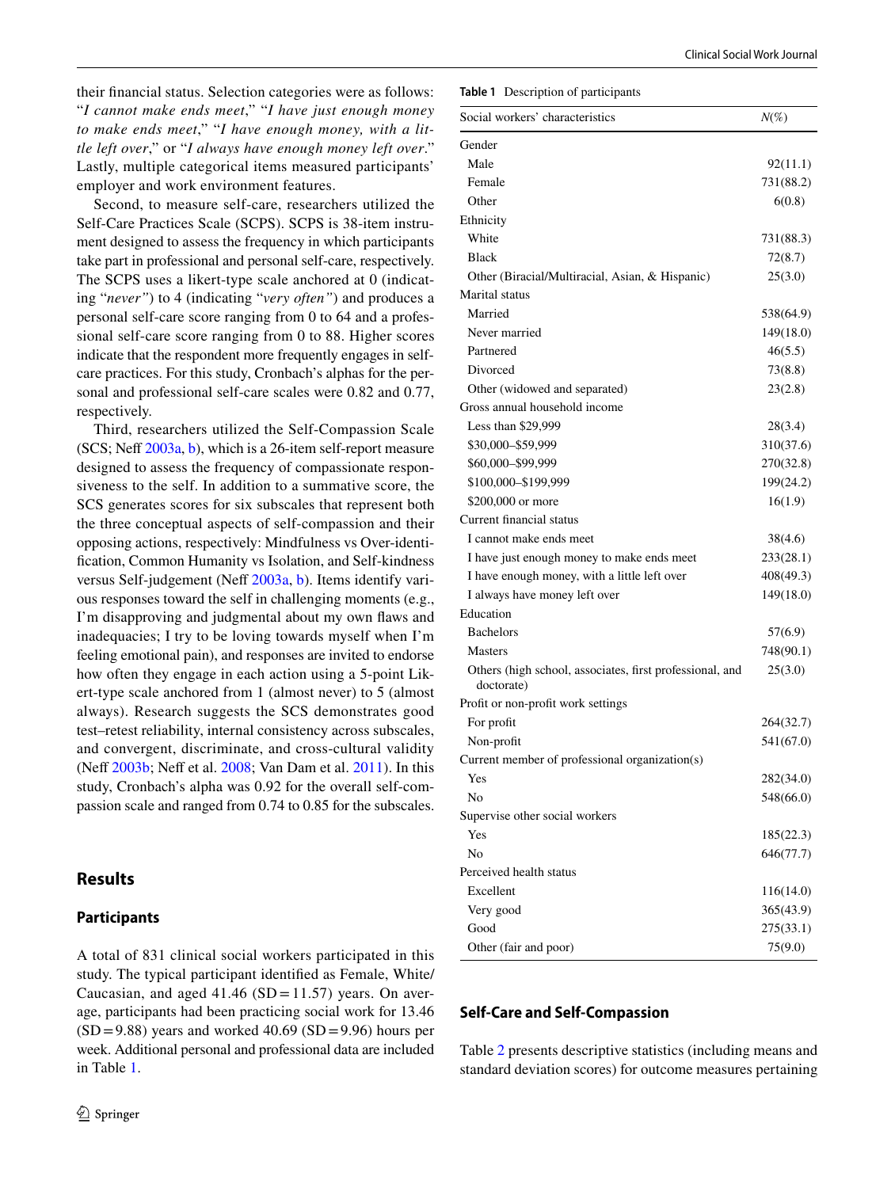their financial status. Selection categories were as follows: "*I cannot make ends meet*," "*I have just enough money to make ends meet*," "*I have enough money, with a little left over*," or "*I always have enough money left over*." Lastly, multiple categorical items measured participants' employer and work environment features.

Second, to measure self-care, researchers utilized the Self-Care Practices Scale (SCPS). SCPS is 38-item instrument designed to assess the frequency in which participants take part in professional and personal self-care, respectively. The SCPS uses a likert-type scale anchored at 0 (indicating "*never"*) to 4 (indicating "*very often"*) and produces a personal self-care score ranging from 0 to 64 and a professional self-care score ranging from 0 to 88. Higher scores indicate that the respondent more frequently engages in self-care practices. For this study, Cronbach's alphas for the personal and professional self-care scales were 0.82 and 0.77, respectively.

Third, researchers utilized the Self-Compassion Scale (SCS; Neff 2003a, b), which is a 26-item self-report measure designed to assess the frequency of compassionate responsiveness to the self. In addition to a summative score, the SCS generates scores for six subscales that represent both the three conceptual aspects of self-compassion and their opposing actions, respectively: Mindfulness vs Over-identification, Common Humanity vs Isolation, and Self-kindness versus Self-judgement (Neff 2003a, b). Items identify various responses toward the self in challenging moments (e.g., I'm disapproving and judgmental about my own flaws and inadequacies; I try to be loving towards myself when I'm feeling emotional pain), and responses are invited to endorse how often they engage in each action using a 5-point Likert-type scale anchored from 1 (almost never) to 5 (almost always). Research suggests the SCS demonstrates good test–retest reliability, internal consistency across subscales, and convergent, discriminate, and cross-cultural validity (Neff 2003b; Neff et al. 2008; Van Dam et al. 2011). In this study, Cronbach's alpha was 0.92 for the overall self-compassion scale and ranged from 0.74 to 0.85 for the subscales.

## Results

### Participants

A total of 831 clinical social workers participated in this study. The typical participant identified as Female, White/Caucasian, and aged 41.46 (SD = 11.57) years. On average, participants had been practicing social work for 13.46 (SD = 9.88) years and worked 40.69 (SD = 9.96) hours per week. Additional personal and professional data are included in Table 1.

**Table 1** Description of participants

| Social workers' characteristics | N(%) |
|---|---|
| Gender | |
| Male | 92(11.1) |
| Female | 731(88.2) |
| Other | 6(0.8) |
| Ethnicity | |
| White | 731(88.3) |
| Black | 72(8.7) |
| Other (Biracial/Multiracial, Asian, & Hispanic) | 25(3.0) |
| Marital status | |
| Married | 538(64.9) |
| Never married | 149(18.0) |
| Partnered | 46(5.5) |
| Divorced | 73(8.8) |
| Other (widowed and separated) | 23(2.8) |
| Gross annual household income | |
| Less than $29,999 | 28(3.4) |
| $30,000–$59,999 | 310(37.6) |
| $60,000–$99,999 | 270(32.8) |
| $100,000–$199,999 | 199(24.2) |
| $200,000 or more | 16(1.9) |
| Current financial status | |
| I cannot make ends meet | 38(4.6) |
| I have just enough money to make ends meet | 233(28.1) |
| I have enough money, with a little left over | 408(49.3) |
| I always have money left over | 149(18.0) |
| Education | |
| Bachelors | 57(6.9) |
| Masters | 748(90.1) |
| Others (high school, associates, first professional, and doctorate) | 25(3.0) |
| Profit or non-profit work settings | |
| For profit | 264(32.7) |
| Non-profit | 541(67.0) |
| Current member of professional organization(s) | |
| Yes | 282(34.0) |
| No | 548(66.0) |
| Supervise other social workers | |
| Yes | 185(22.3) |
| No | 646(77.7) |
| Perceived health status | |
| Excellent | 116(14.0) |
| Very good | 365(43.9) |
| Good | 275(33.1) |
| Other (fair and poor) | 75(9.0) |

### Self-Care and Self-Compassion

Table 2 presents descriptive statistics (including means and standard deviation scores) for outcome measures pertaining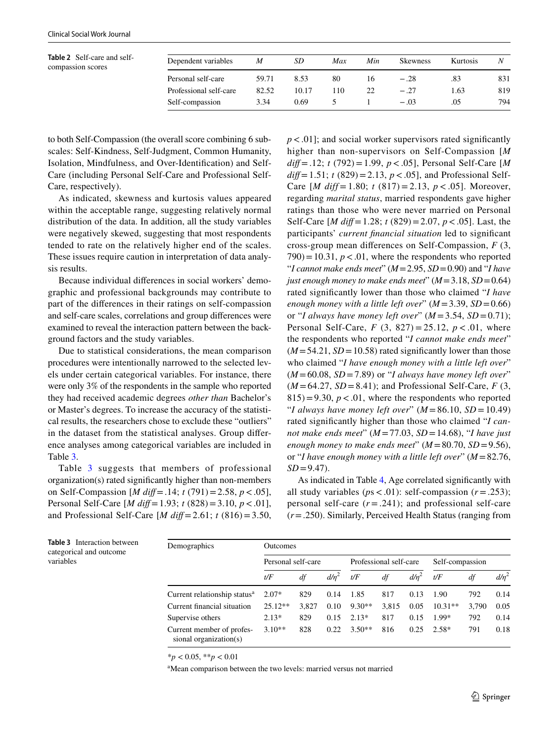**Table 2** Self-care and self-compassion scores

| Dependent variables | *M* | *SD* | *Max* | *Min* | Skewness | Kurtosis | *N* |
|---|---|---|---|---|---|---|---|
| Personal self-care | 59.71 | 8.53 | 80 | 16 | −.28 | .83 | 831 |
| Professional self-care | 82.52 | 10.17 | 110 | 22 | −.27 | 1.63 | 819 |
| Self-compassion | 3.34 | 0.69 | 5 | 1 | −.03 | .05 | 794 |

to both Self-Compassion (the overall score combining 6 subscales: Self-Kindness, Self-Judgment, Common Humanity, Isolation, Mindfulness, and Over-Identification) and Self-Care (including Personal Self-Care and Professional Self-Care, respectively).

As indicated, skewness and kurtosis values appeared within the acceptable range, suggesting relatively normal distribution of the data. In addition, all the study variables were negatively skewed, suggesting that most respondents tended to rate on the relatively higher end of the scales. These issues require caution in interpretation of data analysis results.

Because individual differences in social workers' demographic and professional backgrounds may contribute to part of the differences in their ratings on self-compassion and self-care scales, correlations and group differences were examined to reveal the interaction pattern between the background factors and the study variables.

Due to statistical considerations, the mean comparison procedures were intentionally narrowed to the selected levels under certain categorical variables. For instance, there were only 3% of the respondents in the sample who reported they had received academic degrees *other than* Bachelor's or Master's degrees. To increase the accuracy of the statistical results, the researchers chose to exclude these "outliers" in the dataset from the statistical analyses. Group difference analyses among categorical variables are included in Table 3.

Table 3 suggests that members of professional organization(s) rated significantly higher than non-members on Self-Compassion [*M diff* = .14; $t\ (791) = 2.58$, $p < .05$], Personal Self-Care [*M diff* = 1.93; $t\ (828) = 3.10$, $p < .01$], and Professional Self-Care [*M diff* = 2.61; $t\ (816) = 3.50$, $p < .01$]; and social worker supervisors rated significantly higher than non-supervisors on Self-Compassion [*M diff* = .12; $t\ (792) = 1.99$, $p < .05$], Personal Self-Care [*M diff* = 1.51; $t\ (829) = 2.13$, $p < .05$], and Professional Self-Care [*M diff* = 1.80; $t\ (817) = 2.13$, $p < .05$]. Moreover, regarding *marital status*, married respondents gave higher ratings than those who were never married on Personal Self-Care [*M diff* = 1.28; $t\ (829) = 2.07$, $p < .05$]. Last, the participants' *current financial situation* led to significant cross-group mean differences on Self-Compassion, $F\ (3, 790) = 10.31$, $p < .01$, where the respondents who reported "*I cannot make ends meet*" ($M = 2.95$, $SD = 0.90$) and "*I have just enough money to make ends meet*" ($M = 3.18$, $SD = 0.64$) rated significantly lower than those who claimed "*I have enough money with a little left over*" ($M = 3.39$, $SD = 0.66$) or "*I always have money left over*" ($M = 3.54$, $SD = 0.71$); Personal Self-Care, $F\ (3, 827) = 25.12$, $p < .01$, where the respondents who reported "*I cannot make ends meet*" ($M = 54.21$, $SD = 10.58$) rated significantly lower than those who claimed "*I have enough money with a little left over*" ($M = 60.08$, $SD = 7.89$) or "*I always have money left over*" ($M = 64.27$, $SD = 8.41$); and Professional Self-Care, $F\ (3, 815) = 9.30$, $p < .01$, where the respondents who reported "*I always have money left over*" ($M = 86.10$, $SD = 10.49$) rated significantly higher than those who claimed "*I cannot make ends meet*" ($M = 77.03$, $SD = 14.68$), "*I have just enough money to make ends meet*" ($M = 80.70$, $SD = 9.56$), or "*I have enough money with a little left over*" ($M = 82.76$, $SD = 9.47$).

As indicated in Table 4, Age correlated significantly with all study variables ($ps < .01$): self-compassion ($r = .253$); personal self-care ($r = .241$); and professional self-care ($r = .250$). Similarly, Perceived Health Status (ranging from

**Table 3** Interaction between categorical and outcome variables

| Demographics | Outcomes | | | | | | | | |
|---|---|---|---|---|---|---|---|---|---|
| | Personal self-care | | | Professional self-care | | | Self-compassion | | |
| | *t/F* | *df* | $d/\eta^2$ | *t/F* | *df* | $d/\eta^2$ | *t/F* | *df* | $d/\eta^2$ |
| Current relationship status[a] | 2.07* | 829 | 0.14 | 1.85 | 817 | 0.13 | 1.90 | 792 | 0.14 |
| Current financial situation | 25.12** | 3,827 | 0.10 | 9.30** | 3,815 | 0.05 | 10.31** | 3,790 | 0.05 |
| Supervise others | 2.13* | 829 | 0.15 | 2.13* | 817 | 0.15 | 1.99* | 792 | 0.14 |
| Current member of professional organization(s) | 3.10** | 828 | 0.22 | 3.50** | 816 | 0.25 | 2.58* | 791 | 0.18 |

*$p < 0.05$, **$p < 0.01$

[a]Mean comparison between the two levels: married versus not married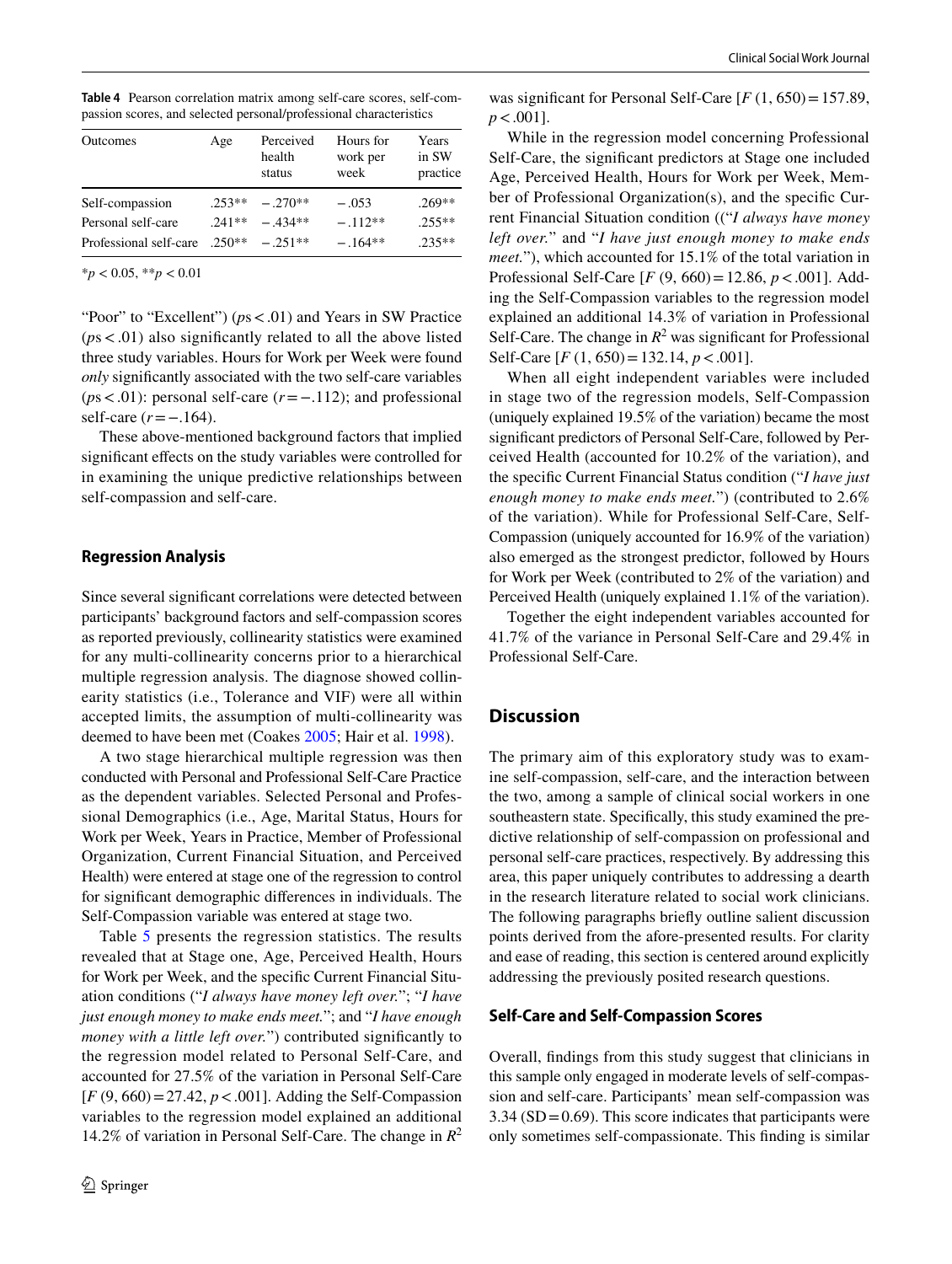**Table 4** Pearson correlation matrix among self-care scores, self-compassion scores, and selected personal/professional characteristics

| Outcomes | Age | Perceived health status | Hours for work per week | Years in SW practice |
|---|---|---|---|---|
| Self-compassion | .253** | −.270** | −.053 | .269** |
| Personal self-care | .241** | −.434** | −.112** | .255** |
| Professional self-care | .250** | −.251** | −.164** | .235** |

*$p < 0.05$, **$p < 0.01$

"Poor" to "Excellent") ($ps < .01$) and Years in SW Practice ($ps < .01$) also significantly related to all the above listed three study variables. Hours for Work per Week were found *only* significantly associated with the two self-care variables ($ps < .01$): personal self-care ($r = -.112$); and professional self-care ($r = -.164$).

These above-mentioned background factors that implied significant effects on the study variables were controlled for in examining the unique predictive relationships between self-compassion and self-care.

### Regression Analysis

Since several significant correlations were detected between participants' background factors and self-compassion scores as reported previously, collinearity statistics were examined for any multi-collinearity concerns prior to a hierarchical multiple regression analysis. The diagnose showed collinearity statistics (i.e., Tolerance and VIF) were all within accepted limits, the assumption of multi-collinearity was deemed to have been met (Coakes 2005; Hair et al. 1998).

A two stage hierarchical multiple regression was then conducted with Personal and Professional Self-Care Practice as the dependent variables. Selected Personal and Professional Demographics (i.e., Age, Marital Status, Hours for Work per Week, Years in Practice, Member of Professional Organization, Current Financial Situation, and Perceived Health) were entered at stage one of the regression to control for significant demographic differences in individuals. The Self-Compassion variable was entered at stage two.

Table 5 presents the regression statistics. The results revealed that at Stage one, Age, Perceived Health, Hours for Work per Week, and the specific Current Financial Situation conditions ("*I always have money left over.*"; "*I have just enough money to make ends meet.*"; and "*I have enough money with a little left over.*") contributed significantly to the regression model related to Personal Self-Care, and accounted for 27.5% of the variation in Personal Self-Care [$F\ (9, 660) = 27.42$, $p < .001$]. Adding the Self-Compassion variables to the regression model explained an additional 14.2% of variation in Personal Self-Care. The change in $R^2$ was significant for Personal Self-Care [$F\ (1, 650) = 157.89$, $p < .001$].

While in the regression model concerning Professional Self-Care, the significant predictors at Stage one included Age, Perceived Health, Hours for Work per Week, Member of Professional Organization(s), and the specific Current Financial Situation condition (("*I always have money left over.*" and "*I have just enough money to make ends meet.*"), which accounted for 15.1% of the total variation in Professional Self-Care [$F\ (9, 660) = 12.86$, $p < .001$]. Adding the Self-Compassion variables to the regression model explained an additional 14.3% of variation in Professional Self-Care. The change in $R^2$ was significant for Professional Self-Care [$F\ (1, 650) = 132.14$, $p < .001$].

When all eight independent variables were included in stage two of the regression models, Self-Compassion (uniquely explained 19.5% of the variation) became the most significant predictors of Personal Self-Care, followed by Perceived Health (accounted for 10.2% of the variation), and the specific Current Financial Status condition ("*I have just enough money to make ends meet.*") (contributed to 2.6% of the variation). While for Professional Self-Care, Self-Compassion (uniquely accounted for 16.9% of the variation) also emerged as the strongest predictor, followed by Hours for Work per Week (contributed to 2% of the variation) and Perceived Health (uniquely explained 1.1% of the variation).

Together the eight independent variables accounted for 41.7% of the variance in Personal Self-Care and 29.4% in Professional Self-Care.

## Discussion

The primary aim of this exploratory study was to examine self-compassion, self-care, and the interaction between the two, among a sample of clinical social workers in one southeastern state. Specifically, this study examined the predictive relationship of self-compassion on professional and personal self-care practices, respectively. By addressing this area, this paper uniquely contributes to addressing a dearth in the research literature related to social work clinicians. The following paragraphs briefly outline salient discussion points derived from the afore-presented results. For clarity and ease of reading, this section is centered around explicitly addressing the previously posited research questions.

### Self-Care and Self-Compassion Scores

Overall, findings from this study suggest that clinicians in this sample only engaged in moderate levels of self-compassion and self-care. Participants' mean self-compassion was 3.34 (SD = 0.69). This score indicates that participants were only sometimes self-compassionate. This finding is similar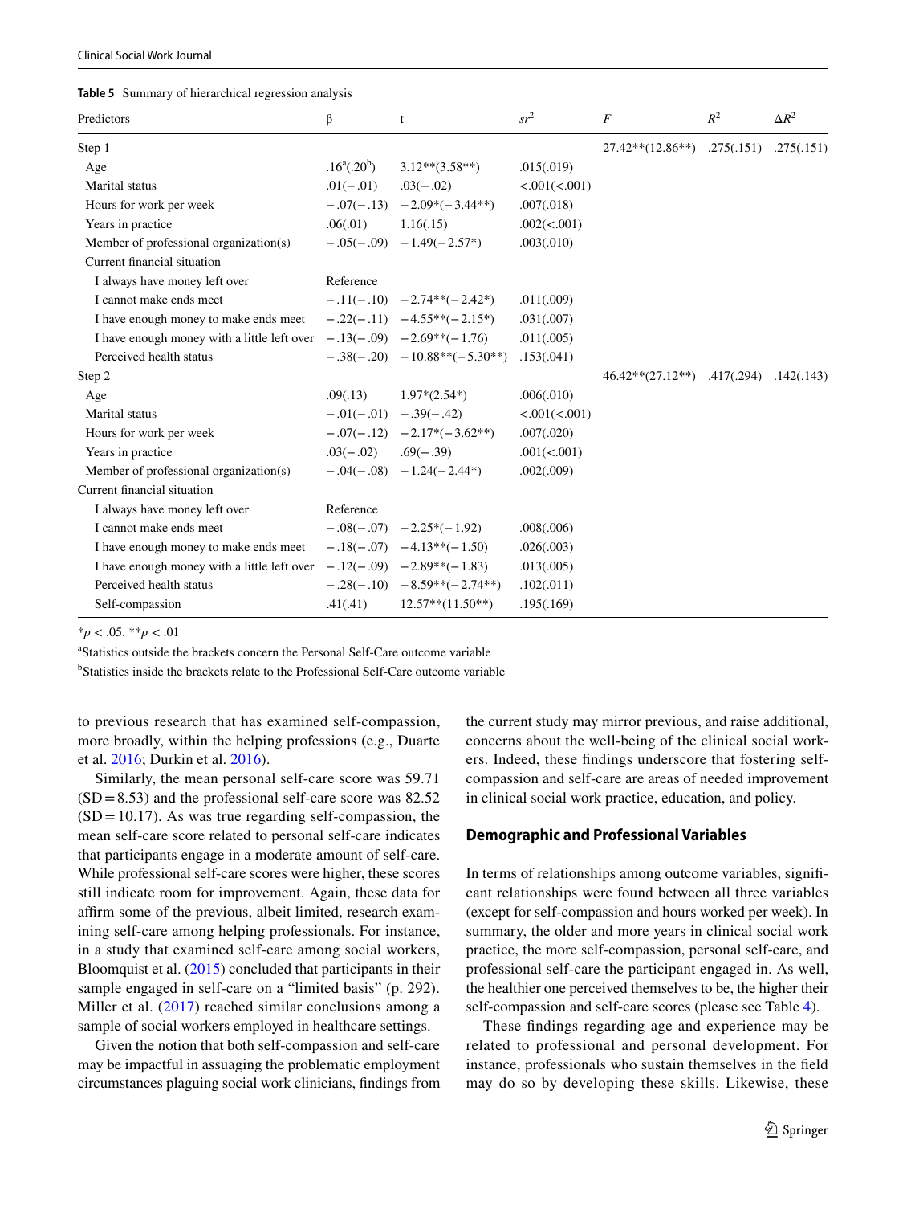**Table 5** Summary of hierarchical regression analysis

| Predictors | β | t | $sr^2$ | $F$ | $R^2$ | $\Delta R^2$ |
|---|---|---|---|---|---|---|
| Step 1 | | | | 27.42**(12.86**) | .275(.151) | .275(.151) |
| Age | .16[a](.20[b]) | 3.12**(3.58**) | .015(.019) | | | |
| Marital status | .01(−.01) | .03(−.02) | <.001(<.001) | | | |
| Hours for work per week | −.07(−.13) | −2.09*(−3.44**) | .007(.018) | | | |
| Years in practice | .06(.01) | 1.16(.15) | .002(<.001) | | | |
| Member of professional organization(s) | −.05(−.09) | −1.49(−2.57*) | .003(.010) | | | |
| Current financial situation | | | | | | |
| I always have money left over | Reference | | | | | |
| I cannot make ends meet | −.11(−.10) | −2.74**(−2.42*) | .011(.009) | | | |
| I have enough money to make ends meet | −.22(−.11) | −4.55**(−2.15*) | .031(.007) | | | |
| I have enough money with a little left over | −.13(−.09) | −2.69**(−1.76) | .011(.005) | | | |
| Perceived health status | −.38(−.20) | −10.88**(−5.30**) | .153(.041) | | | |
| Step 2 | | | | 46.42**(27.12**) | .417(.294) | .142(.143) |
| Age | .09(.13) | 1.97*(2.54*) | .006(.010) | | | |
| Marital status | −.01(−.01) | −.39(−.42) | <.001(<.001) | | | |
| Hours for work per week | −.07(−.12) | −2.17*(−3.62**) | .007(.020) | | | |
| Years in practice | .03(−.02) | .69(−.39) | .001(<.001) | | | |
| Member of professional organization(s) | −.04(−.08) | −1.24(−2.44*) | .002(.009) | | | |
| Current financial situation | | | | | | |
| I always have money left over | Reference | | | | | |
| I cannot make ends meet | −.08(−.07) | −2.25*(−1.92) | .008(.006) | | | |
| I have enough money to make ends meet | −.18(−.07) | −4.13**(−1.50) | .026(.003) | | | |
| I have enough money with a little left over | −.12(−.09) | −2.89**(−1.83) | .013(.005) | | | |
| Perceived health status | −.28(−.10) | −8.59**(−2.74**) | .102(.011) | | | |
| Self-compassion | .41(.41) | 12.57**(11.50**) | .195(.169) | | | |

*$p < .05$. **$p < .01$

[a]Statistics outside the brackets concern the Personal Self-Care outcome variable

[b]Statistics inside the brackets relate to the Professional Self-Care outcome variable

to previous research that has examined self-compassion, more broadly, within the helping professions (e.g., Duarte et al. 2016; Durkin et al. 2016).

Similarly, the mean personal self-care score was 59.71 (SD = 8.53) and the professional self-care score was 82.52 (SD = 10.17). As was true regarding self-compassion, the mean self-care score related to personal self-care indicates that participants engage in a moderate amount of self-care. While professional self-care scores were higher, these scores still indicate room for improvement. Again, these data for affirm some of the previous, albeit limited, research examining self-care among helping professionals. For instance, in a study that examined self-care among social workers, Bloomquist et al. (2015) concluded that participants in their sample engaged in self-care on a "limited basis" (p. 292). Miller et al. (2017) reached similar conclusions among a sample of social workers employed in healthcare settings.

Given the notion that both self-compassion and self-care may be impactful in assuaging the problematic employment circumstances plaguing social work clinicians, findings from the current study may mirror previous, and raise additional, concerns about the well-being of the clinical social workers. Indeed, these findings underscore that fostering self-compassion and self-care are areas of needed improvement in clinical social work practice, education, and policy.

## Demographic and Professional Variables

In terms of relationships among outcome variables, significant relationships were found between all three variables (except for self-compassion and hours worked per week). In summary, the older and more years in clinical social work practice, the more self-compassion, personal self-care, and professional self-care the participant engaged in. As well, the healthier one perceived themselves to be, the higher their self-compassion and self-care scores (please see Table 4).

These findings regarding age and experience may be related to professional and personal development. For instance, professionals who sustain themselves in the field may do so by developing these skills. Likewise, these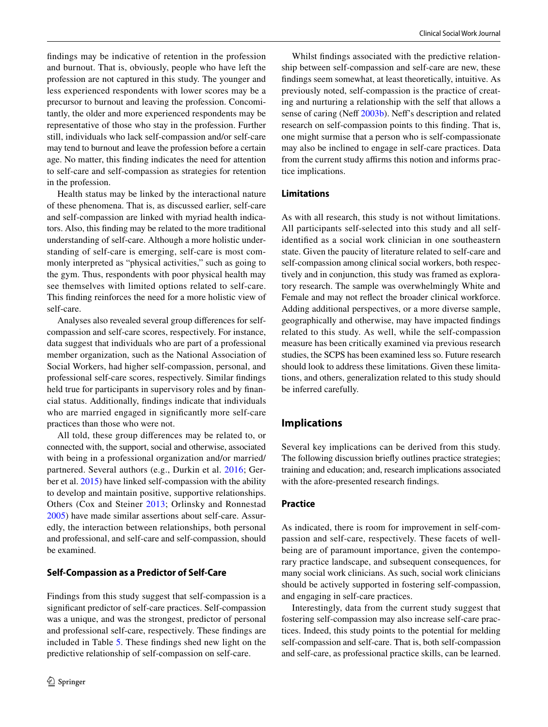findings may be indicative of retention in the profession and burnout. That is, obviously, people who have left the profession are not captured in this study. The younger and less experienced respondents with lower scores may be a precursor to burnout and leaving the profession. Concomitantly, the older and more experienced respondents may be representative of those who stay in the profession. Further still, individuals who lack self-compassion and/or self-care may tend to burnout and leave the profession before a certain age. No matter, this finding indicates the need for attention to self-care and self-compassion as strategies for retention in the profession.

Health status may be linked by the interactional nature of these phenomena. That is, as discussed earlier, self-care and self-compassion are linked with myriad health indicators. Also, this finding may be related to the more traditional understanding of self-care. Although a more holistic understanding of self-care is emerging, self-care is most commonly interpreted as "physical activities," such as going to the gym. Thus, respondents with poor physical health may see themselves with limited options related to self-care. This finding reinforces the need for a more holistic view of self-care.

Analyses also revealed several group differences for self-compassion and self-care scores, respectively. For instance, data suggest that individuals who are part of a professional member organization, such as the National Association of Social Workers, had higher self-compassion, personal, and professional self-care scores, respectively. Similar findings held true for participants in supervisory roles and by financial status. Additionally, findings indicate that individuals who are married engaged in significantly more self-care practices than those who were not.

All told, these group differences may be related to, or connected with, the support, social and otherwise, associated with being in a professional organization and/or married/partnered. Several authors (e.g., Durkin et al. 2016; Gerber et al. 2015) have linked self-compassion with the ability to develop and maintain positive, supportive relationships. Others (Cox and Steiner 2013; Orlinsky and Ronnestad 2005) have made similar assertions about self-care. Assuredly, the interaction between relationships, both personal and professional, and self-care and self-compassion, should be examined.

### Self-Compassion as a Predictor of Self-Care

Findings from this study suggest that self-compassion is a significant predictor of self-care practices. Self-compassion was a unique, and was the strongest, predictor of personal and professional self-care, respectively. These findings are included in Table 5. These findings shed new light on the predictive relationship of self-compassion on self-care.

Whilst findings associated with the predictive relationship between self-compassion and self-care are new, these findings seem somewhat, at least theoretically, intuitive. As previously noted, self-compassion is the practice of creating and nurturing a relationship with the self that allows a sense of caring (Neff 2003b). Neff's description and related research on self-compassion points to this finding. That is, one might surmise that a person who is self-compassionate may also be inclined to engage in self-care practices. Data from the current study affirms this notion and informs practice implications.

### Limitations

As with all research, this study is not without limitations. All participants self-selected into this study and all self-identified as a social work clinician in one southeastern state. Given the paucity of literature related to self-care and self-compassion among clinical social workers, both respectively and in conjunction, this study was framed as exploratory research. The sample was overwhelmingly White and Female and may not reflect the broader clinical workforce. Adding additional perspectives, or a more diverse sample, geographically and otherwise, may have impacted findings related to this study. As well, while the self-compassion measure has been critically examined via previous research studies, the SCPS has been examined less so. Future research should look to address these limitations. Given these limitations, and others, generalization related to this study should be inferred carefully.

## Implications

Several key implications can be derived from this study. The following discussion briefly outlines practice strategies; training and education; and, research implications associated with the afore-presented research findings.

### Practice

As indicated, there is room for improvement in self-compassion and self-care, respectively. These facets of well-being are of paramount importance, given the contemporary practice landscape, and subsequent consequences, for many social work clinicians. As such, social work clinicians should be actively supported in fostering self-compassion, and engaging in self-care practices.

Interestingly, data from the current study suggest that fostering self-compassion may also increase self-care practices. Indeed, this study points to the potential for melding self-compassion and self-care. That is, both self-compassion and self-care, as professional practice skills, can be learned.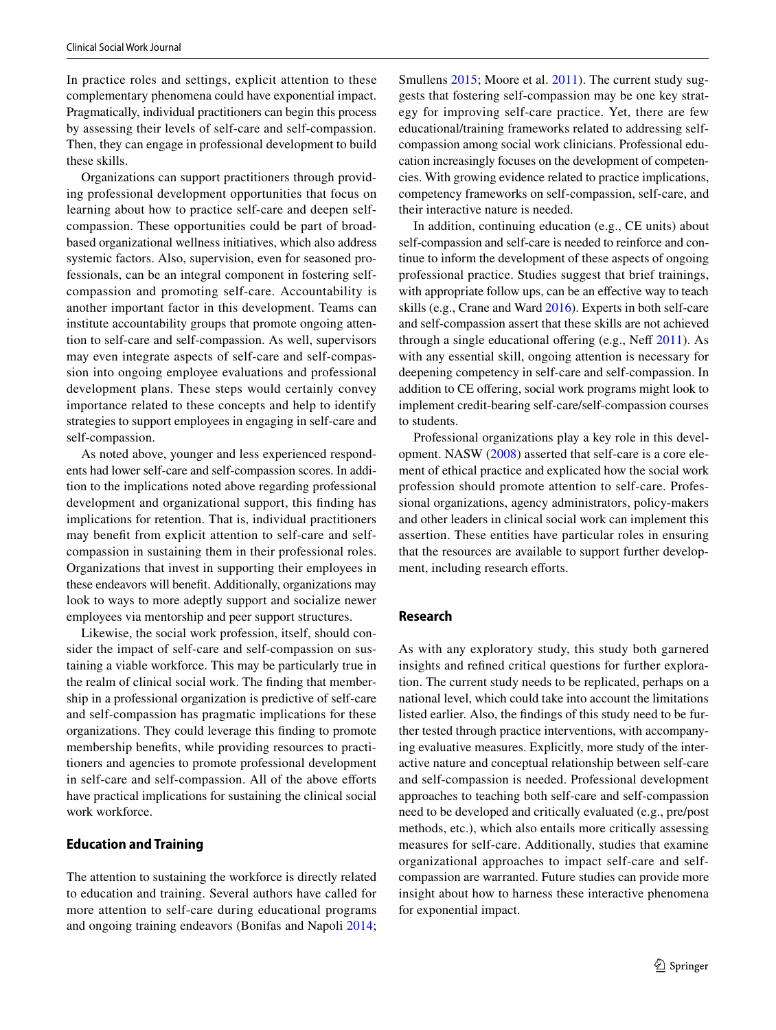In practice roles and settings, explicit attention to these complementary phenomena could have exponential impact. Pragmatically, individual practitioners can begin this process by assessing their levels of self-care and self-compassion. Then, they can engage in professional development to build these skills.

Organizations can support practitioners through providing professional development opportunities that focus on learning about how to practice self-care and deepen self-compassion. These opportunities could be part of broad-based organizational wellness initiatives, which also address systemic factors. Also, supervision, even for seasoned professionals, can be an integral component in fostering self-compassion and promoting self-care. Accountability is another important factor in this development. Teams can institute accountability groups that promote ongoing attention to self-care and self-compassion. As well, supervisors may even integrate aspects of self-care and self-compassion into ongoing employee evaluations and professional development plans. These steps would certainly convey importance related to these concepts and help to identify strategies to support employees in engaging in self-care and self-compassion.

As noted above, younger and less experienced respondents had lower self-care and self-compassion scores. In addition to the implications noted above regarding professional development and organizational support, this finding has implications for retention. That is, individual practitioners may benefit from explicit attention to self-care and self-compassion in sustaining them in their professional roles. Organizations that invest in supporting their employees in these endeavors will benefit. Additionally, organizations may look to ways to more adeptly support and socialize newer employees via mentorship and peer support structures.

Likewise, the social work profession, itself, should consider the impact of self-care and self-compassion on sustaining a viable workforce. This may be particularly true in the realm of clinical social work. The finding that membership in a professional organization is predictive of self-care and self-compassion has pragmatic implications for these organizations. They could leverage this finding to promote membership benefits, while providing resources to practitioners and agencies to promote professional development in self-care and self-compassion. All of the above efforts have practical implications for sustaining the clinical social work workforce.

### Education and Training

The attention to sustaining the workforce is directly related to education and training. Several authors have called for more attention to self-care during educational programs and ongoing training endeavors (Bonifas and Napoli 2014; Smullens 2015; Moore et al. 2011). The current study suggests that fostering self-compassion may be one key strategy for improving self-care practice. Yet, there are few educational/training frameworks related to addressing self-compassion among social work clinicians. Professional education increasingly focuses on the development of competencies. With growing evidence related to practice implications, competency frameworks on self-compassion, self-care, and their interactive nature is needed.

In addition, continuing education (e.g., CE units) about self-compassion and self-care is needed to reinforce and continue to inform the development of these aspects of ongoing professional practice. Studies suggest that brief trainings, with appropriate follow ups, can be an effective way to teach skills (e.g., Crane and Ward 2016). Experts in both self-care and self-compassion assert that these skills are not achieved through a single educational offering (e.g., Neff 2011). As with any essential skill, ongoing attention is necessary for deepening competency in self-care and self-compassion. In addition to CE offering, social work programs might look to implement credit-bearing self-care/self-compassion courses to students.

Professional organizations play a key role in this development. NASW (2008) asserted that self-care is a core element of ethical practice and explicated how the social work profession should promote attention to self-care. Professional organizations, agency administrators, policy-makers and other leaders in clinical social work can implement this assertion. These entities have particular roles in ensuring that the resources are available to support further development, including research efforts.

### Research

As with any exploratory study, this study both garnered insights and refined critical questions for further exploration. The current study needs to be replicated, perhaps on a national level, which could take into account the limitations listed earlier. Also, the findings of this study need to be further tested through practice interventions, with accompanying evaluative measures. Explicitly, more study of the interactive nature and conceptual relationship between self-care and self-compassion is needed. Professional development approaches to teaching both self-care and self-compassion need to be developed and critically evaluated (e.g., pre/post methods, etc.), which also entails more critically assessing measures for self-care. Additionally, studies that examine organizational approaches to impact self-care and self-compassion are warranted. Future studies can provide more insight about how to harness these interactive phenomena for exponential impact.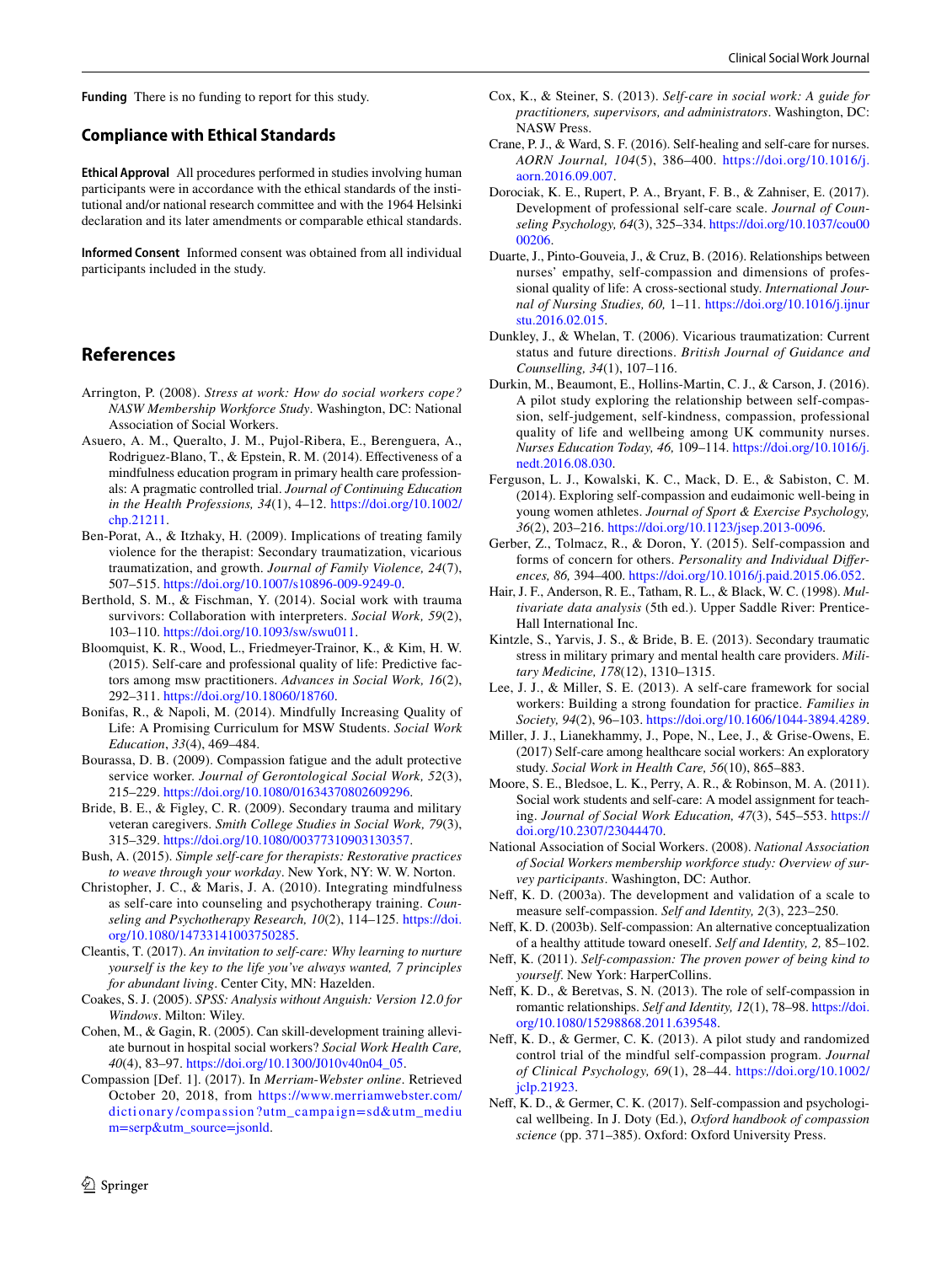**Funding** There is no funding to report for this study.

## Compliance with Ethical Standards

**Ethical Approval** All procedures performed in studies involving human participants were in accordance with the ethical standards of the institutional and/or national research committee and with the 1964 Helsinki declaration and its later amendments or comparable ethical standards.

**Informed Consent** Informed consent was obtained from all individual participants included in the study.

## References

Arrington, P. (2008). *Stress at work: How do social workers cope? NASW Membership Workforce Study*. Washington, DC: National Association of Social Workers.

Asuero, A. M., Queralto, J. M., Pujol-Ribera, E., Berenguera, A., Rodriguez-Blano, T., & Epstein, R. M. (2014). Effectiveness of a mindfulness education program in primary health care professionals: A pragmatic controlled trial. *Journal of Continuing Education in the Health Professions, 34*(1), 4–12. https://doi.org/10.1002/chp.21211.

Ben-Porat, A., & Itzhaky, H. (2009). Implications of treating family violence for the therapist: Secondary traumatization, vicarious traumatization, and growth. *Journal of Family Violence, 24*(7), 507–515. https://doi.org/10.1007/s10896-009-9249-0.

Berthold, S. M., & Fischman, Y. (2014). Social work with trauma survivors: Collaboration with interpreters. *Social Work, 59*(2), 103–110. https://doi.org/10.1093/sw/swu011.

Bloomquist, K. R., Wood, L., Friedmeyer-Trainor, K., & Kim, H. W. (2015). Self-care and professional quality of life: Predictive factors among msw practitioners. *Advances in Social Work, 16*(2), 292–311. https://doi.org/10.18060/18760.

Bonifas, R., & Napoli, M. (2014). Mindfully Increasing Quality of Life: A Promising Curriculum for MSW Students. *Social Work Education*, *33*(4), 469–484.

Bourassa, D. B. (2009). Compassion fatigue and the adult protective service worker. *Journal of Gerontological Social Work, 52*(3), 215–229. https://doi.org/10.1080/01634370802609296.

Bride, B. E., & Figley, C. R. (2009). Secondary trauma and military veteran caregivers. *Smith College Studies in Social Work, 79*(3), 315–329. https://doi.org/10.1080/00377310903130357.

Bush, A. (2015). *Simple self-care for therapists: Restorative practices to weave through your workday*. New York, NY: W. W. Norton.

Christopher, J. C., & Maris, J. A. (2010). Integrating mindfulness as self-care into counseling and psychotherapy training. *Counseling and Psychotherapy Research, 10*(2), 114–125. https://doi.org/10.1080/14733141003750285.

Cleantis, T. (2017). *An invitation to self-care: Why learning to nurture yourself is the key to the life you've always wanted, 7 principles for abundant living*. Center City, MN: Hazelden.

Coakes, S. J. (2005). *SPSS: Analysis without Anguish: Version 12.0 for Windows*. Milton: Wiley.

Cohen, M., & Gagin, R. (2005). Can skill-development training alleviate burnout in hospital social workers? *Social Work Health Care, 40*(4), 83–97. https://doi.org/10.1300/J010v40n04_05.

Compassion [Def. 1]. (2017). In *Merriam-Webster online*. Retrieved October 20, 2018, from https://www.merriamwebster.com/dictionary/compassion?utm_campaign=sd&utm_medium=serp&utm_source=jsonld.

Cox, K., & Steiner, S. (2013). *Self-care in social work: A guide for practitioners, supervisors, and administrators*. Washington, DC: NASW Press.

Crane, P. J., & Ward, S. F. (2016). Self-healing and self-care for nurses. *AORN Journal, 104*(5), 386–400. https://doi.org/10.1016/j.aorn.2016.09.007.

Dorociak, K. E., Rupert, P. A., Bryant, F. B., & Zahniser, E. (2017). Development of professional self-care scale. *Journal of Counseling Psychology, 64*(3), 325–334. https://doi.org/10.1037/cou0000206.

Duarte, J., Pinto-Gouveia, J., & Cruz, B. (2016). Relationships between nurses' empathy, self-compassion and dimensions of professional quality of life: A cross-sectional study. *International Journal of Nursing Studies, 60,* 1–11. https://doi.org/10.1016/j.ijnurstu.2016.02.015.

Dunkley, J., & Whelan, T. (2006). Vicarious traumatization: Current status and future directions. *British Journal of Guidance and Counselling, 34*(1), 107–116.

Durkin, M., Beaumont, E., Hollins-Martin, C. J., & Carson, J. (2016). A pilot study exploring the relationship between self-compassion, self-judgement, self-kindness, compassion, professional quality of life and wellbeing among UK community nurses. *Nurses Education Today, 46,* 109–114. https://doi.org/10.1016/j.nedt.2016.08.030.

Ferguson, L. J., Kowalski, K. C., Mack, D. E., & Sabiston, C. M. (2014). Exploring self-compassion and eudaimonic well-being in young women athletes. *Journal of Sport & Exercise Psychology, 36*(2), 203–216. https://doi.org/10.1123/jsep.2013-0096.

Gerber, Z., Tolmacz, R., & Doron, Y. (2015). Self-compassion and forms of concern for others. *Personality and Individual Differences, 86,* 394–400. https://doi.org/10.1016/j.paid.2015.06.052.

Hair, J. F., Anderson, R. E., Tatham, R. L., & Black, W. C. (1998). *Multivariate data analysis* (5th ed.). Upper Saddle River: Prentice-Hall International Inc.

Kintzle, S., Yarvis, J. S., & Bride, B. E. (2013). Secondary traumatic stress in military primary and mental health care providers. *Military Medicine, 178*(12), 1310–1315.

Lee, J. J., & Miller, S. E. (2013). A self-care framework for social workers: Building a strong foundation for practice. *Families in Society, 94*(2), 96–103. https://doi.org/10.1606/1044-3894.4289.

Miller, J. J., Lianekhammy, J., Pope, N., Lee, J., & Grise-Owens, E. (2017) Self-care among healthcare social workers: An exploratory study. *Social Work in Health Care, 56*(10), 865–883.

Moore, S. E., Bledsoe, L. K., Perry, A. R., & Robinson, M. A. (2011). Social work students and self-care: A model assignment for teaching. *Journal of Social Work Education, 47*(3), 545–553. https://doi.org/10.2307/23044470.

National Association of Social Workers. (2008). *National Association of Social Workers membership workforce study: Overview of survey participants*. Washington, DC: Author.

Neff, K. D. (2003a). The development and validation of a scale to measure self-compassion. *Self and Identity, 2*(3), 223–250.

Neff, K. D. (2003b). Self-compassion: An alternative conceptualization of a healthy attitude toward oneself. *Self and Identity, 2,* 85–102.

Neff, K. (2011). *Self-compassion: The proven power of being kind to yourself*. New York: HarperCollins.

Neff, K. D., & Beretvas, S. N. (2013). The role of self-compassion in romantic relationships. *Self and Identity, 12*(1), 78–98. https://doi.org/10.1080/15298868.2011.639548.

Neff, K. D., & Germer, C. K. (2013). A pilot study and randomized control trial of the mindful self-compassion program. *Journal of Clinical Psychology, 69*(1), 28–44. https://doi.org/10.1002/jclp.21923.

Neff, K. D., & Germer, C. K. (2017). Self-compassion and psychological wellbeing. In J. Doty (Ed.), *Oxford handbook of compassion science* (pp. 371–385). Oxford: Oxford University Press.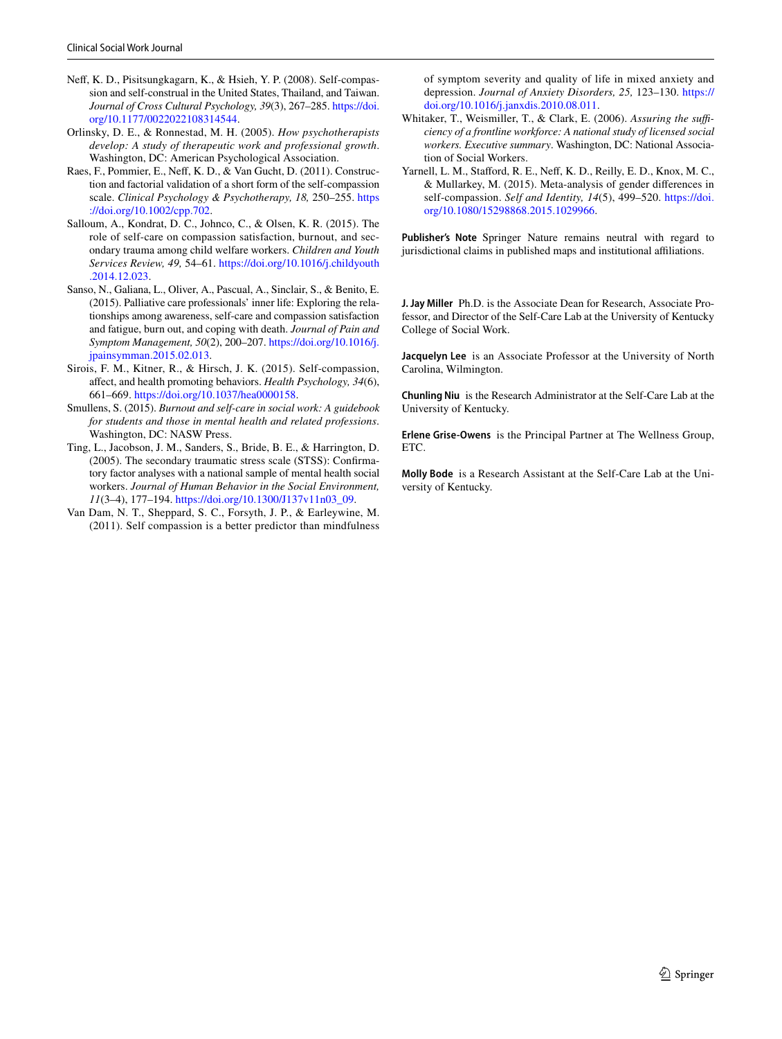Neff, K. D., Pisitsungkagarn, K., & Hsieh, Y. P. (2008). Self-compassion and self-construal in the United States, Thailand, and Taiwan. *Journal of Cross Cultural Psychology, 39*(3), 267–285. https://doi.org/10.1177/0022022108314544.

Orlinsky, D. E., & Ronnestad, M. H. (2005). *How psychotherapists develop: A study of therapeutic work and professional growth*. Washington, DC: American Psychological Association.

Raes, F., Pommier, E., Neff, K. D., & Van Gucht, D. (2011). Construction and factorial validation of a short form of the self-compassion scale. *Clinical Psychology & Psychotherapy, 18,* 250–255. https://doi.org/10.1002/cpp.702.

Salloum, A., Kondrat, D. C., Johnco, C., & Olsen, K. R. (2015). The role of self-care on compassion satisfaction, burnout, and secondary trauma among child welfare workers. *Children and Youth Services Review, 49,* 54–61. https://doi.org/10.1016/j.childyouth.2014.12.023.

Sanso, N., Galiana, L., Oliver, A., Pascual, A., Sinclair, S., & Benito, E. (2015). Palliative care professionals' inner life: Exploring the relationships among awareness, self-care and compassion satisfaction and fatigue, burn out, and coping with death. *Journal of Pain and Symptom Management, 50*(2), 200–207. https://doi.org/10.1016/j.jpainsymman.2015.02.013.

Sirois, F. M., Kitner, R., & Hirsch, J. K. (2015). Self-compassion, affect, and health promoting behaviors. *Health Psychology, 34*(6), 661–669. https://doi.org/10.1037/hea0000158.

Smullens, S. (2015). *Burnout and self-care in social work: A guidebook for students and those in mental health and related professions*. Washington, DC: NASW Press.

Ting, L., Jacobson, J. M., Sanders, S., Bride, B. E., & Harrington, D. (2005). The secondary traumatic stress scale (STSS): Confirmatory factor analyses with a national sample of mental health social workers. *Journal of Human Behavior in the Social Environment, 11*(3–4), 177–194. https://doi.org/10.1300/J137v11n03_09.

Van Dam, N. T., Sheppard, S. C., Forsyth, J. P., & Earleywine, M. (2011). Self compassion is a better predictor than mindfulness of symptom severity and quality of life in mixed anxiety and depression. *Journal of Anxiety Disorders, 25,* 123–130. https://doi.org/10.1016/j.janxdis.2010.08.011.

Whitaker, T., Weismiller, T., & Clark, E. (2006). *Assuring the sufficiency of a frontline workforce: A national study of licensed social workers. Executive summary*. Washington, DC: National Association of Social Workers.

Yarnell, L. M., Stafford, R. E., Neff, K. D., Reilly, E. D., Knox, M. C., & Mullarkey, M. (2015). Meta-analysis of gender differences in self-compassion. *Self and Identity, 14*(5), 499–520. https://doi.org/10.1080/15298868.2015.1029966.

**Publisher's Note** Springer Nature remains neutral with regard to jurisdictional claims in published maps and institutional affiliations.

**J. Jay Miller** Ph.D. is the Associate Dean for Research, Associate Professor, and Director of the Self-Care Lab at the University of Kentucky College of Social Work.

**Jacquelyn Lee** is an Associate Professor at the University of North Carolina, Wilmington.

**Chunling Niu** is the Research Administrator at the Self-Care Lab at the University of Kentucky.

**Erlene Grise-Owens** is the Principal Partner at The Wellness Group, ETC.

**Molly Bode** is a Research Assistant at the Self-Care Lab at the University of Kentucky.